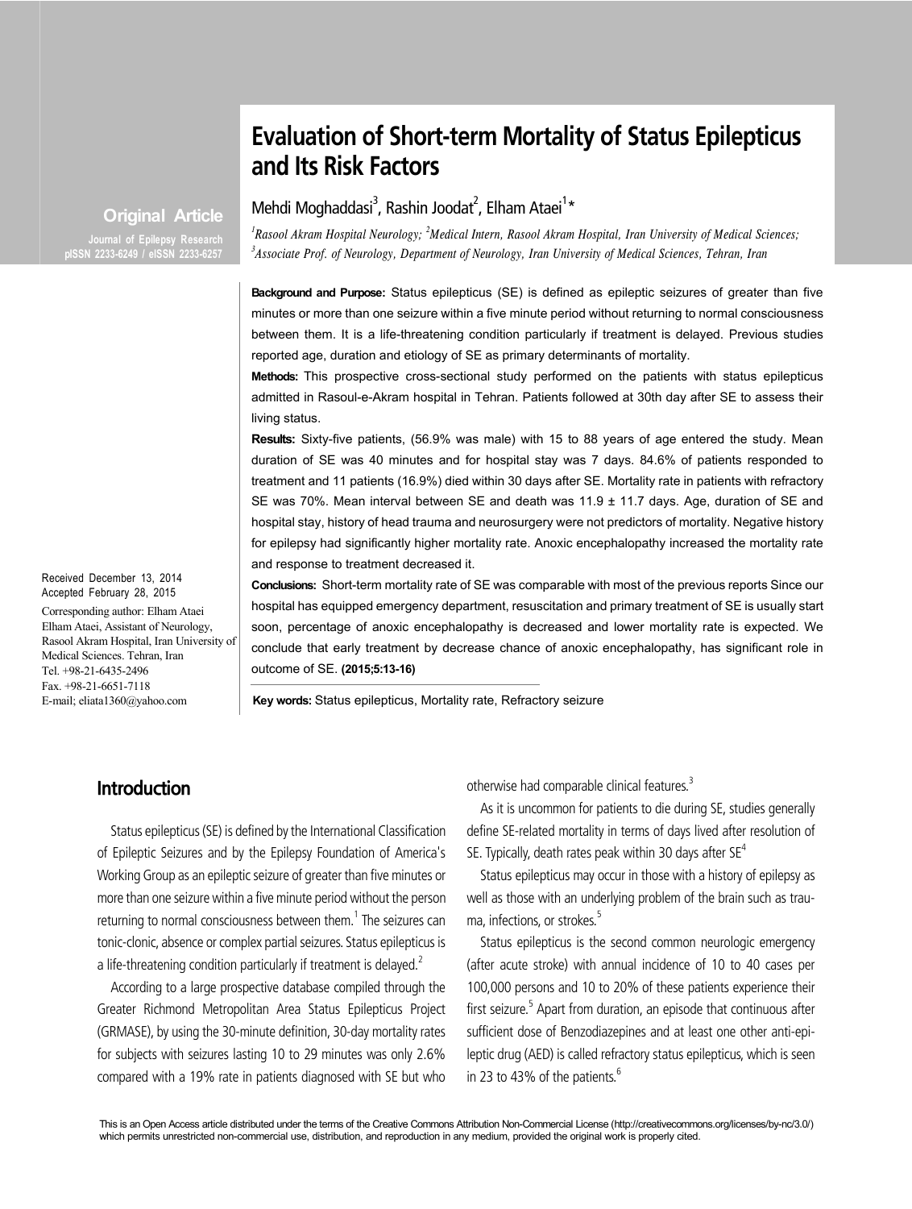Original Article

# Evaluation of Short-term Mortality of Status Epilepticus and Its Risk Factors

Mehdi Moghaddasi[3], Rashin Joodat[2], Elham Ataei[1]*

*[1]Rasool Akram Hospital Neurology; [2]Medical Intern, Rasool Akram Hospital, Iran University of Medical Sciences; [3]Associate Prof. of Neurology, Department of Neurology, Iran University of Medical Sciences, Tehran, Iran*

**Background and Purpose:** Status epilepticus (SE) is defined as epileptic seizures of greater than five minutes or more than one seizure within a five minute period without returning to normal consciousness between them. It is a life-threatening condition particularly if treatment is delayed. Previous studies reported age, duration and etiology of SE as primary determinants of mortality.

**Methods:** This prospective cross-sectional study performed on the patients with status epilepticus admitted in Rasoul-e-Akram hospital in Tehran. Patients followed at 30th day after SE to assess their living status.

**Results:** Sixty-five patients, (56.9% was male) with 15 to 88 years of age entered the study. Mean duration of SE was 40 minutes and for hospital stay was 7 days. 84.6% of patients responded to treatment and 11 patients (16.9%) died within 30 days after SE. Mortality rate in patients with refractory SE was 70%. Mean interval between SE and death was 11.9 ± 11.7 days. Age, duration of SE and hospital stay, history of head trauma and neurosurgery were not predictors of mortality. Negative history for epilepsy had significantly higher mortality rate. Anoxic encephalopathy increased the mortality rate and response to treatment decreased it.

**Conclusions:** Short-term mortality rate of SE was comparable with most of the previous reports Since our hospital has equipped emergency department, resuscitation and primary treatment of SE is usually start soon, percentage of anoxic encephalopathy is decreased and lower mortality rate is expected. We conclude that early treatment by decrease chance of anoxic encephalopathy, has significant role in outcome of SE. **(2015;5:13-16)**

**Key words:** Status epilepticus, Mortality rate, Refractory seizure

Received December 13, 2014
Accepted February 28, 2015

Corresponding author: Elham Ataei
Elham Ataei, Assistant of Neurology, Rasool Akram Hospital, Iran University of Medical Sciences. Tehran, Iran
Tel. +98-21-6435-2496
Fax. +98-21-6651-7118
E-mail; eliata1360@yahoo.com

## Introduction

Status epilepticus (SE) is defined by the International Classification of Epileptic Seizures and by the Epilepsy Foundation of America's Working Group as an epileptic seizure of greater than five minutes or more than one seizure within a five minute period without the person returning to normal consciousness between them.[1] The seizures can tonic-clonic, absence or complex partial seizures. Status epilepticus is a life-threatening condition particularly if treatment is delayed.[2]

According to a large prospective database compiled through the Greater Richmond Metropolitan Area Status Epilepticus Project (GRMASE), by using the 30-minute definition, 30-day mortality rates for subjects with seizures lasting 10 to 29 minutes was only 2.6% compared with a 19% rate in patients diagnosed with SE but who otherwise had comparable clinical features.[3]

As it is uncommon for patients to die during SE, studies generally define SE-related mortality in terms of days lived after resolution of SE. Typically, death rates peak within 30 days after SE[4]

Status epilepticus may occur in those with a history of epilepsy as well as those with an underlying problem of the brain such as trauma, infections, or strokes.[5]

Status epilepticus is the second common neurologic emergency (after acute stroke) with annual incidence of 10 to 40 cases per 100,000 persons and 10 to 20% of these patients experience their first seizure.[5] Apart from duration, an episode that continuous after sufficient dose of Benzodiazepines and at least one other anti-epileptic drug (AED) is called refractory status epilepticus, which is seen in 23 to 43% of the patients.[6]

This is an Open Access article distributed under the terms of the Creative Commons Attribution Non-Commercial License (http://creativecommons.org/licenses/by-nc/3.0/) which permits unrestricted non-commercial use, distribution, and reproduction in any medium, provided the original work is properly cited.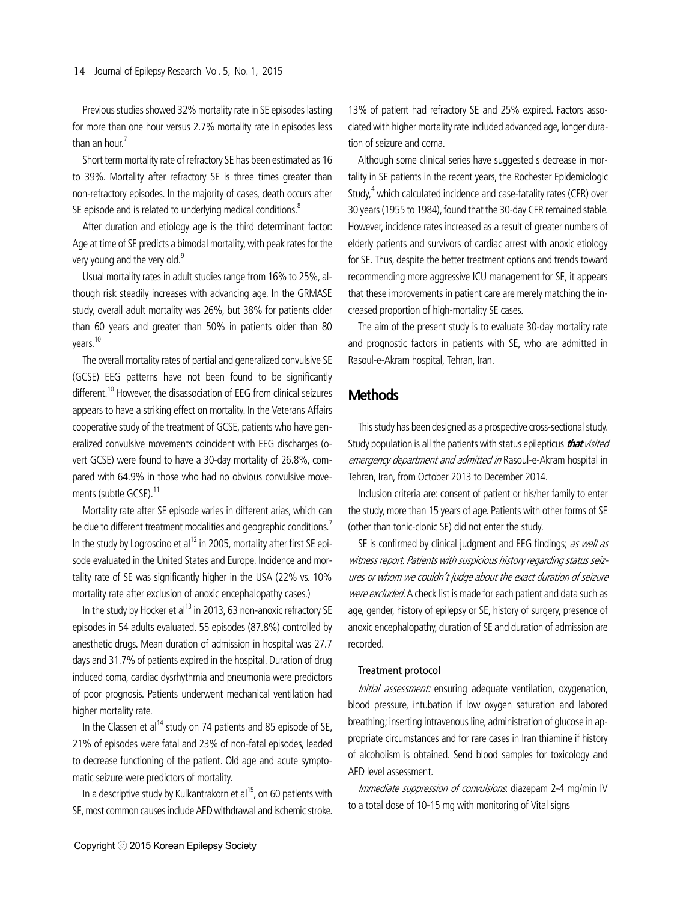Previous studies showed 32% mortality rate in SE episodes lasting for more than one hour versus 2.7% mortality rate in episodes less than an hour.[7]

Short term mortality rate of refractory SE has been estimated as 16 to 39%. Mortality after refractory SE is three times greater than non-refractory episodes. In the majority of cases, death occurs after SE episode and is related to underlying medical conditions.[8]

After duration and etiology age is the third determinant factor: Age at time of SE predicts a bimodal mortality, with peak rates for the very young and the very old.[9]

Usual mortality rates in adult studies range from 16% to 25%, although risk steadily increases with advancing age. In the GRMASE study, overall adult mortality was 26%, but 38% for patients older than 60 years and greater than 50% in patients older than 80 years.[10]

The overall mortality rates of partial and generalized convulsive SE (GCSE) EEG patterns have not been found to be significantly different.[10] However, the disassociation of EEG from clinical seizures appears to have a striking effect on mortality. In the Veterans Affairs cooperative study of the treatment of GCSE, patients who have generalized convulsive movements coincident with EEG discharges (overt GCSE) were found to have a 30-day mortality of 26.8%, compared with 64.9% in those who had no obvious convulsive movements (subtle GCSE).[11]

Mortality rate after SE episode varies in different arias, which can be due to different treatment modalities and geographic conditions.[7] In the study by Logroscino et al[12] in 2005, mortality after first SE episode evaluated in the United States and Europe. Incidence and mortality rate of SE was significantly higher in the USA (22% vs. 10% mortality rate after exclusion of anoxic encephalopathy cases.)

In the study by Hocker et al[13] in 2013, 63 non-anoxic refractory SE episodes in 54 adults evaluated. 55 episodes (87.8%) controlled by anesthetic drugs. Mean duration of admission in hospital was 27.7 days and 31.7% of patients expired in the hospital. Duration of drug induced coma, cardiac dysrhythmia and pneumonia were predictors of poor prognosis. Patients underwent mechanical ventilation had higher mortality rate.

In the Classen et al[14] study on 74 patients and 85 episode of SE, 21% of episodes were fatal and 23% of non-fatal episodes, leaded to decrease functioning of the patient. Old age and acute symptomatic seizure were predictors of mortality.

In a descriptive study by Kulkantrakorn et al[15], on 60 patients with SE, most common causes include AED withdrawal and ischemic stroke. 13% of patient had refractory SE and 25% expired. Factors associated with higher mortality rate included advanced age, longer duration of seizure and coma.

Although some clinical series have suggested s decrease in mortality in SE patients in the recent years, the Rochester Epidemiologic Study,[4] which calculated incidence and case-fatality rates (CFR) over 30 years (1955 to 1984), found that the 30-day CFR remained stable. However, incidence rates increased as a result of greater numbers of elderly patients and survivors of cardiac arrest with anoxic etiology for SE. Thus, despite the better treatment options and trends toward recommending more aggressive ICU management for SE, it appears that these improvements in patient care are merely matching the increased proportion of high-mortality SE cases.

The aim of the present study is to evaluate 30-day mortality rate and prognostic factors in patients with SE, who are admitted in Rasoul-e-Akram hospital, Tehran, Iran.

## Methods

This study has been designed as a prospective cross-sectional study. Study population is all the patients with status epilepticus ***that*** *visited emergency department and admitted in* Rasoul-e-Akram hospital in Tehran, Iran, from October 2013 to December 2014.

Inclusion criteria are: consent of patient or his/her family to enter the study, more than 15 years of age. Patients with other forms of SE (other than tonic-clonic SE) did not enter the study.

SE is confirmed by clinical judgment and EEG findings; *as well as witness report. Patients with suspicious history regarding status seizures or whom we couldn't judge about the exact duration of seizure were excluded.* A check list is made for each patient and data such as age, gender, history of epilepsy or SE, history of surgery, presence of anoxic encephalopathy, duration of SE and duration of admission are recorded.

### Treatment protocol

*Initial assessment:* ensuring adequate ventilation, oxygenation, blood pressure, intubation if low oxygen saturation and labored breathing; inserting intravenous line, administration of glucose in appropriate circumstances and for rare cases in Iran thiamine if history of alcoholism is obtained. Send blood samples for toxicology and AED level assessment.

*Immediate suppression of convulsions*: diazepam 2-4 mg/min IV to a total dose of 10-15 mg with monitoring of Vital signs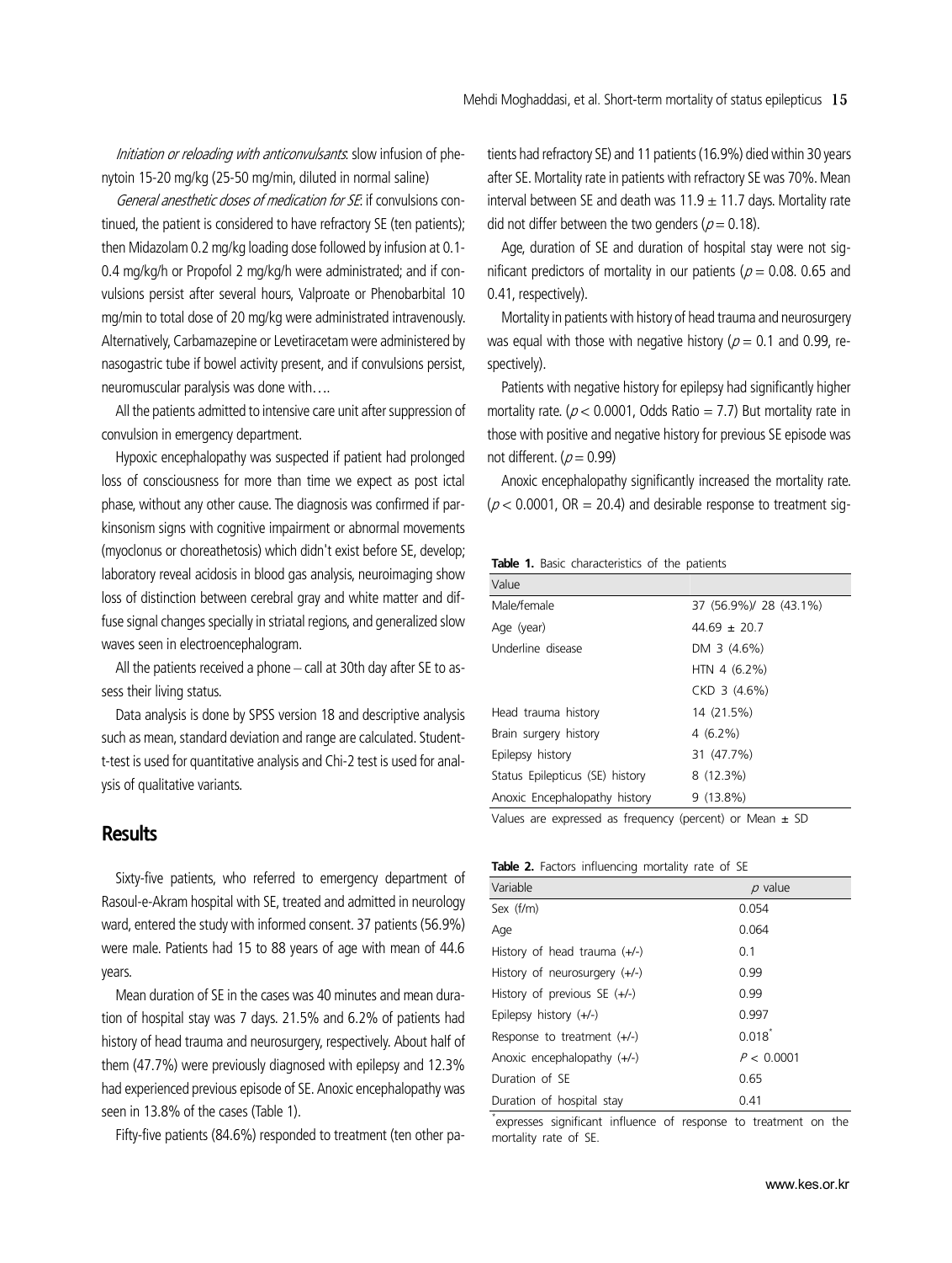*Initiation or reloading with anticonvulsants*: slow infusion of phenytoin 15-20 mg/kg (25-50 mg/min, diluted in normal saline)

*General anesthetic doses of medication for SE*: if convulsions continued, the patient is considered to have refractory SE (ten patients); then Midazolam 0.2 mg/kg loading dose followed by infusion at 0.1-0.4 mg/kg/h or Propofol 2 mg/kg/h were administrated; and if convulsions persist after several hours, Valproate or Phenobarbital 10 mg/min to total dose of 20 mg/kg were administrated intravenously. Alternatively, Carbamazepine or Levetiracetam were administered by nasogastric tube if bowel activity present, and if convulsions persist, neuromuscular paralysis was done with….

All the patients admitted to intensive care unit after suppression of convulsion in emergency department.

Hypoxic encephalopathy was suspected if patient had prolonged loss of consciousness for more than time we expect as post ictal phase, without any other cause. The diagnosis was confirmed if parkinsonism signs with cognitive impairment or abnormal movements (myoclonus or choreathetosis) which didn't exist before SE, develop; laboratory reveal acidosis in blood gas analysis, neuroimaging show loss of distinction between cerebral gray and white matter and diffuse signal changes specially in striatal regions, and generalized slow waves seen in electroencephalogram.

All the patients received a phone – call at 30th day after SE to assess their living status.

Data analysis is done by SPSS version 18 and descriptive analysis such as mean, standard deviation and range are calculated. Student-t-test is used for quantitative analysis and Chi-2 test is used for analysis of qualitative variants.

## Results

Sixty-five patients, who referred to emergency department of Rasoul-e-Akram hospital with SE, treated and admitted in neurology ward, entered the study with informed consent. 37 patients (56.9%) were male. Patients had 15 to 88 years of age with mean of 44.6 years.

Mean duration of SE in the cases was 40 minutes and mean duration of hospital stay was 7 days. 21.5% and 6.2% of patients had history of head trauma and neurosurgery, respectively. About half of them (47.7%) were previously diagnosed with epilepsy and 12.3% had experienced previous episode of SE. Anoxic encephalopathy was seen in 13.8% of the cases (Table 1).

Fifty-five patients (84.6%) responded to treatment (ten other patients had refractory SE) and 11 patients (16.9%) died within 30 years after SE. Mortality rate in patients with refractory SE was 70%. Mean interval between SE and death was $11.9 \pm 11.7$ days. Mortality rate did not differ between the two genders ($p = 0.18$).

Age, duration of SE and duration of hospital stay were not significant predictors of mortality in our patients ($p = 0.08$. 0.65 and 0.41, respectively).

Mortality in patients with history of head trauma and neurosurgery was equal with those with negative history ($p = 0.1$ and 0.99, respectively).

Patients with negative history for epilepsy had significantly higher mortality rate. ($p < 0.0001$, Odds Ratio = 7.7) But mortality rate in those with positive and negative history for previous SE episode was not different. ($p = 0.99$)

Anoxic encephalopathy significantly increased the mortality rate. ($p < 0.0001$, OR = 20.4) and desirable response to treatment sig-

**Table 1.** Basic characteristics of the patients

| Value | |
|---|---|
| Male/female | 37 (56.9%)/ 28 (43.1%) |
| Age (year) | $44.69 \pm 20.7$ |
| Underline disease | DM 3 (4.6%) |
| | HTN 4 (6.2%) |
| | CKD 3 (4.6%) |
| Head trauma history | 14 (21.5%) |
| Brain surgery history | 4 (6.2%) |
| Epilepsy history | 31 (47.7%) |
| Status Epilepticus (SE) history | 8 (12.3%) |
| Anoxic Encephalopathy history | 9 (13.8%) |

Values are expressed as frequency (percent) or Mean ± SD

**Table 2.** Factors influencing mortality rate of SE

| Variable | $p$ value |
|---|---|
| Sex (f/m) | 0.054 |
| Age | 0.064 |
| History of head trauma (+/-) | 0.1 |
| History of neurosurgery (+/-) | 0.99 |
| History of previous SE (+/-) | 0.99 |
| Epilepsy history (+/-) | 0.997 |
| Response to treatment (+/-) | 0.018* |
| Anoxic encephalopathy (+/-) | $P < 0.0001$ |
| Duration of SE | 0.65 |
| Duration of hospital stay | 0.41 |

*expresses significant influence of response to treatment on the mortality rate of SE.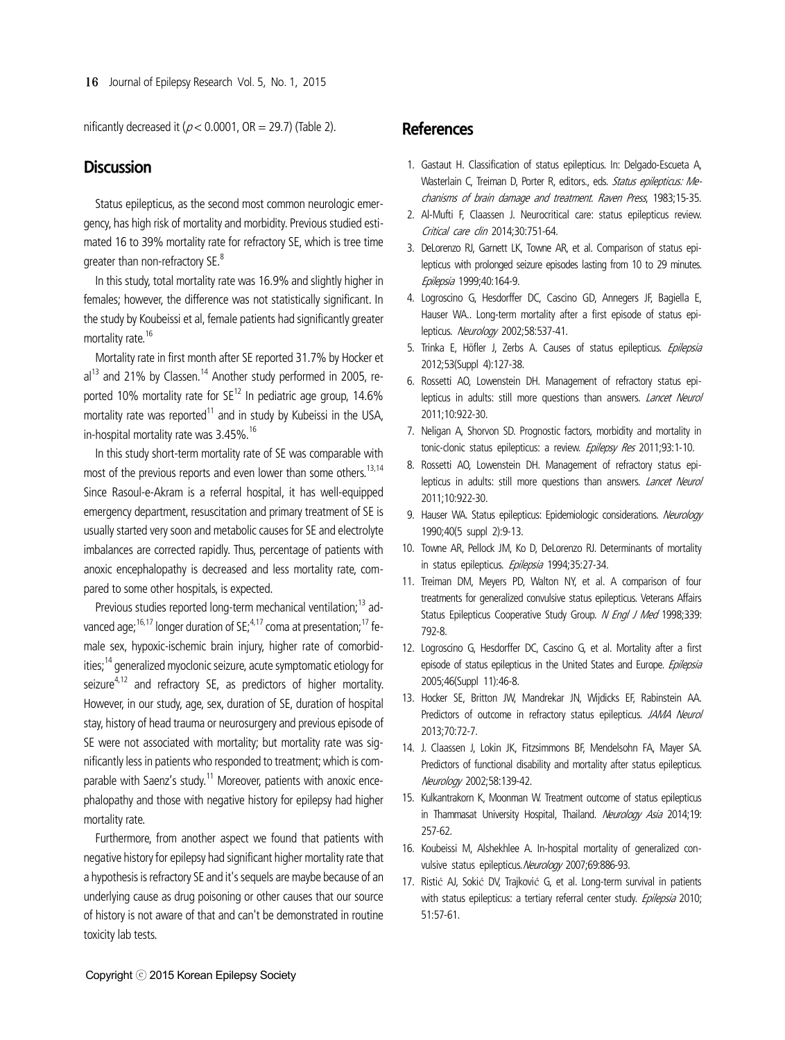nificantly decreased it ($p < 0.0001$, OR = 29.7) (Table 2).

## Discussion

Status epilepticus, as the second most common neurologic emergency, has high risk of mortality and morbidity. Previous studied estimated 16 to 39% mortality rate for refractory SE, which is tree time greater than non-refractory SE.[8]

In this study, total mortality rate was 16.9% and slightly higher in females; however, the difference was not statistically significant. In the study by Koubeissi et al, female patients had significantly greater mortality rate.[16]

Mortality rate in first month after SE reported 31.7% by Hocker et al[13] and 21% by Classen.[14] Another study performed in 2005, reported 10% mortality rate for SE[12] In pediatric age group, 14.6% mortality rate was reported[11] and in study by Kubeissi in the USA, in-hospital mortality rate was 3.45%.[16]

In this study short-term mortality rate of SE was comparable with most of the previous reports and even lower than some others.[13,14] Since Rasoul-e-Akram is a referral hospital, it has well-equipped emergency department, resuscitation and primary treatment of SE is usually started very soon and metabolic causes for SE and electrolyte imbalances are corrected rapidly. Thus, percentage of patients with anoxic encephalopathy is decreased and less mortality rate, compared to some other hospitals, is expected.

Previous studies reported long-term mechanical ventilation;[13] advanced age;[16,17] longer duration of SE;[4,17] coma at presentation;[17] female sex, hypoxic-ischemic brain injury, higher rate of comorbidities;[14] generalized myoclonic seizure, acute symptomatic etiology for seizure[4,12] and refractory SE, as predictors of higher mortality. However, in our study, age, sex, duration of SE, duration of hospital stay, history of head trauma or neurosurgery and previous episode of SE were not associated with mortality; but mortality rate was significantly less in patients who responded to treatment; which is comparable with Saenz's study.[11] Moreover, patients with anoxic encephalopathy and those with negative history for epilepsy had higher mortality rate.

Furthermore, from another aspect we found that patients with negative history for epilepsy had significant higher mortality rate that a hypothesis is refractory SE and it's sequels are maybe because of an underlying cause as drug poisoning or other causes that our source of history is not aware of that and can't be demonstrated in routine toxicity lab tests.

## References

1. Gastaut H. Classification of status epilepticus. In: Delgado-Escueta A, Wasterlain C, Treiman D, Porter R, editors., eds. *Status epilepticus: Mechanisms of brain damage and treatment. Raven Press*, 1983;15-35.
2. Al-Mufti F, Claassen J. Neurocritical care: status epilepticus review. *Critical care clin* 2014;30:751-64.
3. DeLorenzo RJ, Garnett LK, Towne AR, et al. Comparison of status epilepticus with prolonged seizure episodes lasting from 10 to 29 minutes. *Epilepsia* 1999;40:164-9.
4. Logroscino G, Hesdorffer DC, Cascino GD, Annegers JF, Bagiella E, Hauser WA.. Long-term mortality after a first episode of status epilepticus. *Neurology* 2002;58:537-41.
5. Trinka E, Höfler J, Zerbs A. Causes of status epilepticus. *Epilepsia* 2012;53(Suppl 4):127-38.
6. Rossetti AO, Lowenstein DH. Management of refractory status epilepticus in adults: still more questions than answers. *Lancet Neurol* 2011;10:922-30.
7. Neligan A, Shorvon SD. Prognostic factors, morbidity and mortality in tonic-clonic status epilepticus: a review. *Epilepsy Res* 2011;93:1-10.
8. Rossetti AO, Lowenstein DH. Management of refractory status epilepticus in adults: still more questions than answers. *Lancet Neurol* 2011;10:922-30.
9. Hauser WA. Status epilepticus: Epidemiologic considerations. *Neurology* 1990;40(5 suppl 2):9-13.
10. Towne AR, Pellock JM, Ko D, DeLorenzo RJ. Determinants of mortality in status epilepticus. *Epilepsia* 1994;35:27-34.
11. Treiman DM, Meyers PD, Walton NY, et al. A comparison of four treatments for generalized convulsive status epilepticus. Veterans Affairs Status Epilepticus Cooperative Study Group. *N Engl J Med* 1998;339:792-8.
12. Logroscino G, Hesdorffer DC, Cascino G, et al. Mortality after a first episode of status epilepticus in the United States and Europe. *Epilepsia* 2005;46(Suppl 11):46-8.
13. Hocker SE, Britton JW, Mandrekar JN, Wijdicks EF, Rabinstein AA. Predictors of outcome in refractory status epilepticus. *JAMA Neurol* 2013;70:72-7.
14. J. Claassen J, Lokin JK, Fitzsimmons BF, Mendelsohn FA, Mayer SA. Predictors of functional disability and mortality after status epilepticus. *Neurology* 2002;58:139-42.
15. Kulkantrakorn K, Moonman W. Treatment outcome of status epilepticus in Thammasat University Hospital, Thailand. *Neurology Asia* 2014;19:257-62.
16. Koubeissi M, Alshekhlee A. In-hospital mortality of generalized convulsive status epilepticus. *Neurology* 2007;69:886-93.
17. Ristić AJ, Sokić DV, Trajković G, et al. Long-term survival in patients with status epilepticus: a tertiary referral center study. *Epilepsia* 2010;51:57-61.